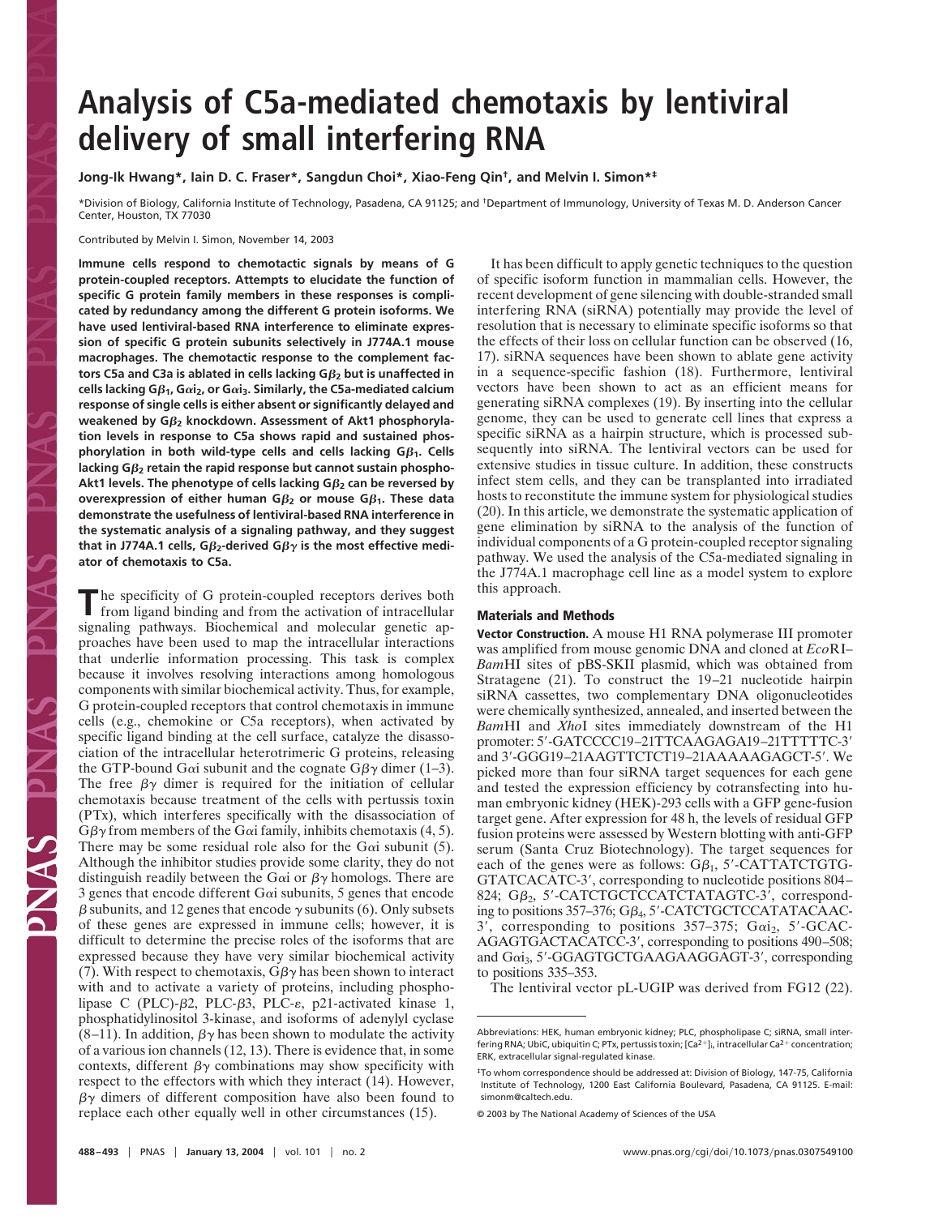# Analysis of C5a-mediated chemotaxis by lentiviral delivery of small interfering RNA

**Jong-Ik Hwang\*, Iain D. C. Fraser\*, Sangdun Choi\*, Xiao-Feng Qin†, and Melvin I. Simon\*‡**

\*Division of Biology, California Institute of Technology, Pasadena, CA 91125; and †Department of Immunology, University of Texas M. D. Anderson Cancer Center, Houston, TX 77030

Contributed by Melvin I. Simon, November 14, 2003

**Immune cells respond to chemotactic signals by means of G protein-coupled receptors. Attempts to elucidate the function of specific G protein family members in these responses is complicated by redundancy among the different G protein isoforms. We have used lentiviral-based RNA interference to eliminate expression of specific G protein subunits selectively in J774A.1 mouse macrophages. The chemotactic response to the complement factors C5a and C3a is ablated in cells lacking G$\beta_2$ but is unaffected in cells lacking G$\beta_1$, G$\alpha i_2$, or G$\alpha i_3$. Similarly, the C5a-mediated calcium response of single cells is either absent or significantly delayed and weakened by G$\beta_2$ knockdown. Assessment of Akt1 phosphorylation levels in response to C5a shows rapid and sustained phosphorylation in both wild-type cells and cells lacking G$\beta_1$. Cells lacking G$\beta_2$ retain the rapid response but cannot sustain phospho-Akt1 levels. The phenotype of cells lacking G$\beta_2$ can be reversed by overexpression of either human G$\beta_2$ or mouse G$\beta_1$. These data demonstrate the usefulness of lentiviral-based RNA interference in the systematic analysis of a signaling pathway, and they suggest that in J774A.1 cells, G$\beta_2$-derived G$\beta\gamma$ is the most effective mediator of chemotaxis to C5a.**

The specificity of G protein-coupled receptors derives both from ligand binding and from the activation of intracellular signaling pathways. Biochemical and molecular genetic approaches have been used to map the intracellular interactions that underlie information processing. This task is complex because it involves resolving interactions among homologous components with similar biochemical activity. Thus, for example, G protein-coupled receptors that control chemotaxis in immune cells (e.g., chemokine or C5a receptors), when activated by specific ligand binding at the cell surface, catalyze the disassociation of the intracellular heterotrimeric G proteins, releasing the GTP-bound G$\alpha$i subunit and the cognate G$\beta\gamma$ dimer (1–3). The free $\beta\gamma$ dimer is required for the initiation of cellular chemotaxis because treatment of the cells with pertussis toxin (PTx), which interferes specifically with the disassociation of G$\beta\gamma$ from members of the G$\alpha$i family, inhibits chemotaxis (4, 5). There may be some residual role also for the G$\alpha$i subunit (5). Although the inhibitor studies provide some clarity, they do not distinguish readily between the G$\alpha$i or $\beta\gamma$ homologs. There are 3 genes that encode different G$\alpha$i subunits, 5 genes that encode $\beta$ subunits, and 12 genes that encode $\gamma$ subunits (6). Only subsets of these genes are expressed in immune cells; however, it is difficult to determine the precise roles of the isoforms that are expressed because they have very similar biochemical activity (7). With respect to chemotaxis, G$\beta\gamma$ has been shown to interact with and to activate a variety of proteins, including phospholipase C (PLC)-$\beta$2, PLC-$\beta$3, PLC-$\varepsilon$, p21-activated kinase 1, phosphatidylinositol 3-kinase, and isoforms of adenylyl cyclase (8–11). In addition, $\beta\gamma$ has been shown to modulate the activity of a various ion channels (12, 13). There is evidence that, in some contexts, different $\beta\gamma$ combinations may show specificity with respect to the effectors with which they interact (14). However, $\beta\gamma$ dimers of different composition have also been found to replace each other equally well in other circumstances (15).

It has been difficult to apply genetic techniques to the question of specific isoform function in mammalian cells. However, the recent development of gene silencing with double-stranded small interfering RNA (siRNA) potentially may provide the level of resolution that is necessary to eliminate specific isoforms so that the effects of their loss on cellular function can be observed (16, 17). siRNA sequences have been shown to ablate gene activity in a sequence-specific fashion (18). Furthermore, lentiviral vectors have been shown to act as an efficient means for generating siRNA complexes (19). By inserting into the cellular genome, they can be used to generate cell lines that express a specific siRNA as a hairpin structure, which is processed subsequently into siRNA. The lentiviral vectors can be used for extensive studies in tissue culture. In addition, these constructs infect stem cells, and they can be transplanted into irradiated hosts to reconstitute the immune system for physiological studies (20). In this article, we demonstrate the systematic application of gene elimination by siRNA to the analysis of the function of individual components of a G protein-coupled receptor signaling pathway. We used the analysis of the C5a-mediated signaling in the J774A.1 macrophage cell line as a model system to explore this approach.

## Materials and Methods

**Vector Construction.** A mouse H1 RNA polymerase III promoter was amplified from mouse genomic DNA and cloned at *Eco*RI–*Bam*HI sites of pBS-SKII plasmid, which was obtained from Stratagene (21). To construct the 19–21 nucleotide hairpin siRNA cassettes, two complementary DNA oligonucleotides were chemically synthesized, annealed, and inserted between the *Bam*HI and *Xho*I sites immediately downstream of the H1 promoter: 5′-GATCCCC19–21TTCAAGAGA19–21TTTTTC-3′ and 3′-GGG19–21AAGTTCTCT19–21AAAAAGAGCT-5′. We picked more than four siRNA target sequences for each gene and tested the expression efficiency by cotransfecting into human embryonic kidney (HEK)-293 cells with a GFP gene-fusion target gene. After expression for 48 h, the levels of residual GFP fusion proteins were assessed by Western blotting with anti-GFP serum (Santa Cruz Biotechnology). The target sequences for each of the genes were as follows: G$\beta_1$, 5′-CATTATCTGTGGTATCACATC-3′, corresponding to nucleotide positions 804–824; G$\beta_2$, 5′-CATCTGCTCCATCTATAGTC-3′, corresponding to positions 357–376; G$\beta_4$, 5′-CATCTGCTCCATATACAAC-3′, corresponding to positions 357–375; G$\alpha i_2$, 5′-GCACAGAGTGACTACATCC-3′, corresponding to positions 490–508; and G$\alpha i_3$, 5′-GGAGTGCTGAAGAAGGAGT-3′, corresponding to positions 335–353.

The lentiviral vector pL-UGIP was derived from FG12 (22).

---

Abbreviations: HEK, human embryonic kidney; PLC, phospholipase C; siRNA, small interfering RNA; UbiC, ubiquitin C; PTx, pertussis toxin; $[Ca^{2+}]_i$, intracellular $Ca^{2+}$ concentration; ERK, extracellular signal-regulated kinase.

‡To whom correspondence should be addressed at: Division of Biology, 147-75, California Institute of Technology, 1200 East California Boulevard, Pasadena, CA 91125. E-mail: simonm@caltech.edu.

© 2003 by The National Academy of Sciences of the USA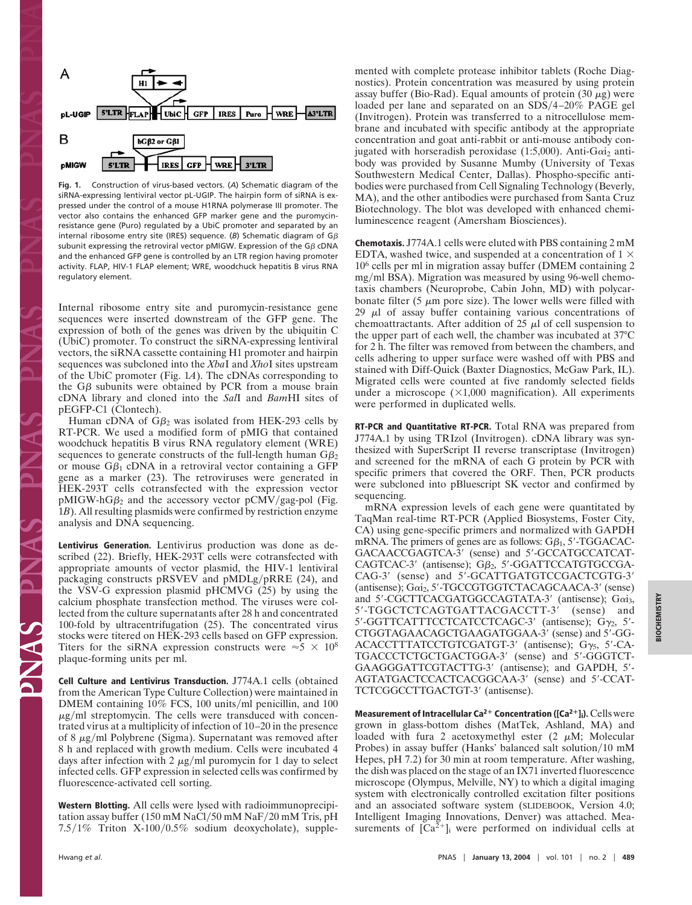Fig. 1. Construction of virus-based vectors. (*A*) Schematic diagram of the siRNA-expressing lentiviral vector pL-UGIP. The hairpin form of siRNA is expressed under the control of a mouse H1RNA polymerase III promoter. The vector also contains the enhanced GFP marker gene and the puromycin-resistance gene (Puro) regulated by a UbiC promoter and separated by an internal ribosome entry site (IRES) sequence. (*B*) Schematic diagram of Gβ subunit expressing the retroviral vector pMIGW. Expression of the Gβ cDNA and the enhanced GFP gene is controlled by an LTR region having promoter activity. FLAP, HIV-1 FLAP element; WRE, woodchuck hepatitis B virus RNA regulatory element.

Internal ribosome entry site and puromycin-resistance gene sequences were inserted downstream of the GFP gene. The expression of both of the genes was driven by the ubiquitin C (UbiC) promoter. To construct the siRNA-expressing lentiviral vectors, the siRNA cassette containing H1 promoter and hairpin sequences was subcloned into the *Xba*I and *Xho*I sites upstream of the UbiC promoter (Fig. 1*A*). The cDNAs corresponding to the Gβ subunits were obtained by PCR from a mouse brain cDNA library and cloned into the *Sal*I and *Bam*HI sites of pEGFP-C1 (Clontech).

Human cDNA of $G\beta_2$ was isolated from HEK-293 cells by RT-PCR. We used a modified form of pMIG that contained woodchuck hepatitis B virus RNA regulatory element (WRE) sequences to generate constructs of the full-length human $G\beta_2$ or mouse $G\beta_1$ cDNA in a retroviral vector containing a GFP gene as a marker (23). The retroviruses were generated in HEK-293T cells cotransfected with the expression vector pMIGW-h$G\beta_2$ and the accessory vector pCMV/gag-pol (Fig. 1*B*). All resulting plasmids were confirmed by restriction enzyme analysis and DNA sequencing.

**Lentivirus Generation.** Lentivirus production was done as described (22). Briefly, HEK-293T cells were cotransfected with appropriate amounts of vector plasmid, the HIV-1 lentiviral packaging constructs pRSVEV and pMDLg/pRRE (24), and the VSV-G expression plasmid pHCMVG (25) by using the calcium phosphate transfection method. The viruses were collected from the culture supernatants after 28 h and concentrated 100-fold by ultracentrifugation (25). The concentrated virus stocks were titered on HEK-293 cells based on GFP expression. Titers for the siRNA expression constructs were $\approx 5 \times 10^8$ plaque-forming units per ml.

**Cell Culture and Lentivirus Transduction.** J774A.1 cells (obtained from the American Type Culture Collection) were maintained in DMEM containing 10% FCS, 100 units/ml penicillin, and 100 μg/ml streptomycin. The cells were transduced with concentrated virus at a multiplicity of infection of 10–20 in the presence of 8 μg/ml Polybrene (Sigma). Supernatant was removed after 8 h and replaced with growth medium. Cells were incubated 4 days after infection with 2 μg/ml puromycin for 1 day to select infected cells. GFP expression in selected cells was confirmed by fluorescence-activated cell sorting.

**Western Blotting.** All cells were lysed with radioimmunoprecipitation assay buffer (150 mM NaCl/50 mM NaF/20 mM Tris, pH 7.5/1% Triton X-100/0.5% sodium deoxycholate), supplemented with complete protease inhibitor tablets (Roche Diagnostics). Protein concentration was measured by using protein assay buffer (Bio-Rad). Equal amounts of protein (30 μg) were loaded per lane and separated on an SDS/4–20% PAGE gel (Invitrogen). Protein was transferred to a nitrocellulose membrane and incubated with specific antibody at the appropriate concentration and goat anti-rabbit or anti-mouse antibody conjugated with horseradish peroxidase (1:5,000). Anti-$G\alpha i_2$ antibody was provided by Susanne Mumby (University of Texas Southwestern Medical Center, Dallas). Phospho-specific antibodies were purchased from Cell Signaling Technology (Beverly, MA), and the other antibodies were purchased from Santa Cruz Biotechnology. The blot was developed with enhanced chemiluminescence reagent (Amersham Biosciences).

**Chemotaxis.** J774A.1 cells were eluted with PBS containing 2 mM EDTA, washed twice, and suspended at a concentration of $1 \times 10^6$ cells per ml in migration assay buffer (DMEM containing 2 mg/ml BSA). Migration was measured by using 96-well chemotaxis chambers (Neuroprobe, Cabin John, MD) with polycarbonate filter (5 μm pore size). The lower wells were filled with 29 μl of assay buffer containing various concentrations of chemoattractants. After addition of 25 μl of cell suspension to the upper part of each well, the chamber was incubated at 37°C for 2 h. The filter was removed from between the chambers, and cells adhering to upper surface were washed off with PBS and stained with Diff-Quick (Baxter Diagnostics, McGaw Park, IL). Migrated cells were counted at five randomly selected fields under a microscope (×1,000 magnification). All experiments were performed in duplicated wells.

**RT-PCR and Quantitative RT-PCR.** Total RNA was prepared from J774A.1 by using TRIzol (Invitrogen). cDNA library was synthesized with SuperScript II reverse transcriptase (Invitrogen) and screened for the mRNA of each G protein by PCR with specific primers that covered the ORF. Then, PCR products were subcloned into pBluescript SK vector and confirmed by sequencing.

mRNA expression levels of each gene were quantitated by TaqMan real-time RT-PCR (Applied Biosystems, Foster City, CA) using gene-specific primers and normalized with GAPDH mRNA. The primers of genes are as follows: $G\beta_1$, 5′-TGGACACGACAACCGAGTCA-3′ (sense) and 5′-GCCATGCCATCATCAGTCAC-3′ (antisense); $G\beta_2$, 5′-GGATTCCATGTGCCGACAG-3′ (sense) and 5′-GCATTGATGTCCGACTCGTG-3′ (antisense); $G\alpha i_2$, 5′-TGCCGTGGTCTACAGCAACA-3′ (sense) and 5′-CGCTTCACGATGGCCAGTATA-3′ (antisense); $G\alpha i_3$, 5′-TGGCTCTCAGTGATTACGACCTT-3′ (sense) and 5′-GGTTCATTTCCTCATCCTCAGC-3′ (antisense); $G\gamma_2$, 5′-CTGGTAGAACAGCTGAAGATGGAA-3′ (sense) and 5′-GGACACCTTTATCCTGTCGATGT-3′ (antisense); $G\gamma_5$, 5′-CATGACCCTCTGCTGACTGGA-3′ (sense) and 5′-GGGTCTGAAGGGATTCGTACTTG-3′ (antisense); and GAPDH, 5′-AGTATGACTCCACTCACGGCAA-3′ (sense) and 5′-CCATTCTCGGCCTTGACTGT-3′ (antisense).

**Measurement of Intracellular $Ca^{2+}$ Concentration ($[Ca^{2+}]_i$).** Cells were grown in glass-bottom dishes (MatTek, Ashland, MA) and loaded with fura 2 acetoxymethyl ester (2 μM; Molecular Probes) in assay buffer (Hanks' balanced salt solution/10 mM Hepes, pH 7.2) for 30 min at room temperature. After washing, the dish was placed on the stage of an IX71 inverted fluorescence microscope (Olympus, Melville, NY) to which a digital imaging system with electronically controlled excitation filter positions and an associated software system (SLIDEBOOK, Version 4.0; Intelligent Imaging Innovations, Denver) was attached. Measurements of $[Ca^{2+}]_i$ were performed on individual cells at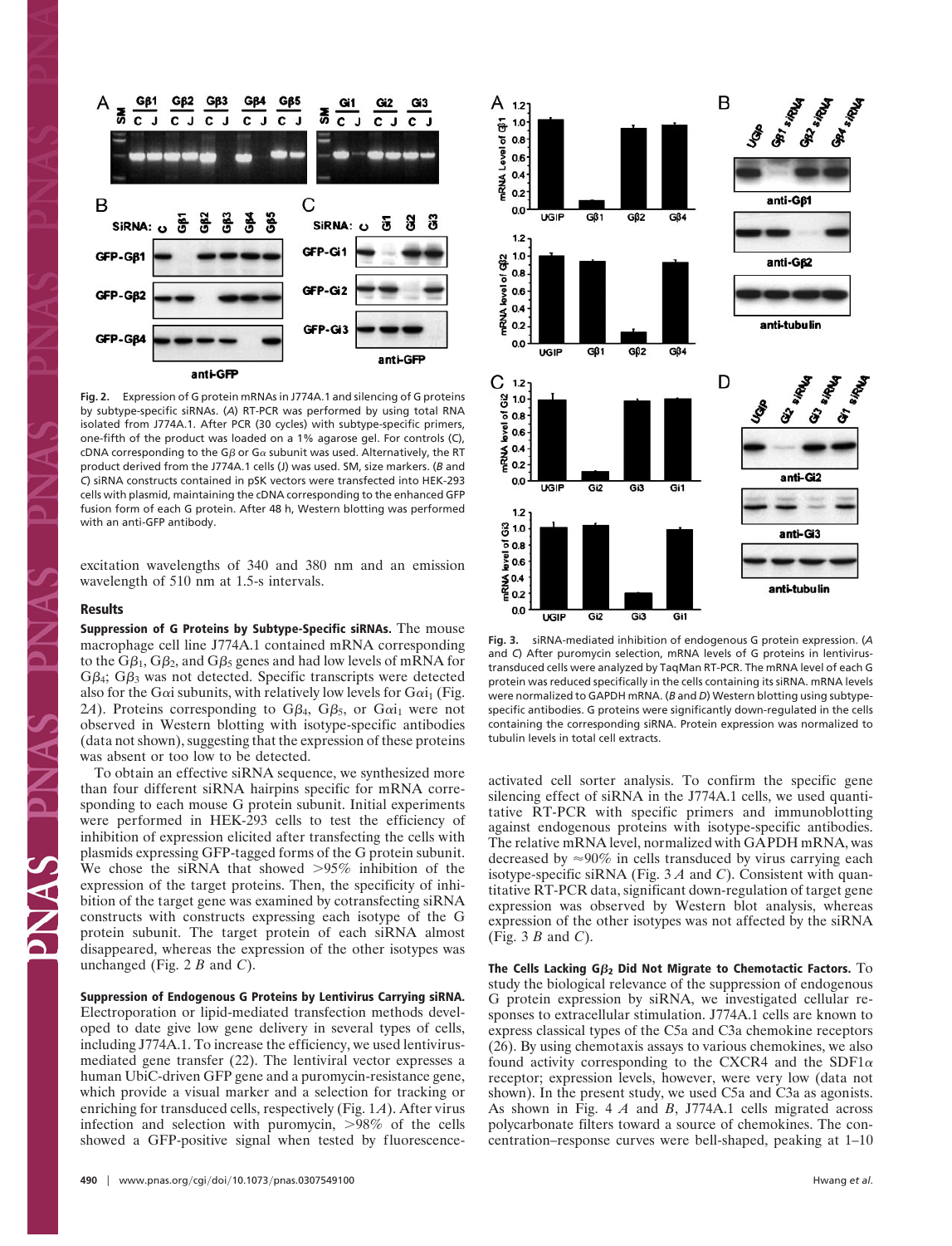Fig. 2. Expression of G protein mRNAs in J774A.1 and silencing of G proteins by subtype-specific siRNAs. (*A*) RT-PCR was performed by using total RNA isolated from J774A.1. After PCR (30 cycles) with subtype-specific primers, one-fifth of the product was loaded on a 1% agarose gel. For controls (C), cDNA corresponding to the $G\beta$ or $G\alpha$ subunit was used. Alternatively, the RT product derived from the J774A.1 cells (J) was used. SM, size markers. (*B* and *C*) siRNA constructs contained in pSK vectors were transfected into HEK-293 cells with plasmid, maintaining the cDNA corresponding to the enhanced GFP fusion form of each G protein. After 48 h, Western blotting was performed with an anti-GFP antibody.

excitation wavelengths of 340 and 380 nm and an emission wavelength of 510 nm at 1.5-s intervals.

## Results

**Suppression of G Proteins by Subtype-Specific siRNAs.** The mouse macrophage cell line J774A.1 contained mRNA corresponding to the $G\beta_1$, $G\beta_2$, and $G\beta_5$ genes and had low levels of mRNA for $G\beta_4$; $G\beta_3$ was not detected. Specific transcripts were detected also for the $G\alpha i$ subunits, with relatively low levels for $G\alpha i_1$ (Fig. 2*A*). Proteins corresponding to $G\beta_4$, $G\beta_5$, or $G\alpha i_1$ were not observed in Western blotting with isotype-specific antibodies (data not shown), suggesting that the expression of these proteins was absent or too low to be detected.

To obtain an effective siRNA sequence, we synthesized more than four different siRNA hairpins specific for mRNA corresponding to each mouse G protein subunit. Initial experiments were performed in HEK-293 cells to test the efficiency of inhibition of expression elicited after transfecting the cells with plasmids expressing GFP-tagged forms of the G protein subunit. We chose the siRNA that showed >95% inhibition of the expression of the target proteins. Then, the specificity of inhibition of the target gene was examined by cotransfecting siRNA constructs with constructs expressing each isotype of the G protein subunit. The target protein of each siRNA almost disappeared, whereas the expression of the other isotypes was unchanged (Fig. 2 *B* and *C*).

**Suppression of Endogenous G Proteins by Lentivirus Carrying siRNA.** Electroporation or lipid-mediated transfection methods developed to date give low gene delivery in several types of cells, including J774A.1. To increase the efficiency, we used lentivirus-mediated gene transfer (22). The lentiviral vector expresses a human UbiC-driven GFP gene and a puromycin-resistance gene, which provide a visual marker and a selection for tracking or enriching for transduced cells, respectively (Fig. 1*A*). After virus infection and selection with puromycin, >98% of the cells showed a GFP-positive signal when tested by fluorescence-activated cell sorter analysis. To confirm the specific gene silencing effect of siRNA in the J774A.1 cells, we used quantitative RT-PCR with specific primers and immunoblotting against endogenous proteins with isotype-specific antibodies. The relative mRNA level, normalized with GAPDH mRNA, was decreased by ≈90% in cells transduced by virus carrying each isotype-specific siRNA (Fig. 3 *A* and *C*). Consistent with quantitative RT-PCR data, significant down-regulation of target gene expression was observed by Western blot analysis, whereas expression of the other isotypes was not affected by the siRNA (Fig. 3 *B* and *C*).

Fig. 3. siRNA-mediated inhibition of endogenous G protein expression. (*A* and *C*) After puromycin selection, mRNA levels of G proteins in lentivirus-transduced cells were analyzed by TaqMan RT-PCR. The mRNA level of each G protein was reduced specifically in the cells containing its siRNA. mRNA levels were normalized to GAPDH mRNA. (*B* and *D*) Western blotting using subtype-specific antibodies. G proteins were significantly down-regulated in the cells containing the corresponding siRNA. Protein expression was normalized to tubulin levels in total cell extracts.

**The Cells Lacking $G\beta_2$ Did Not Migrate to Chemotactic Factors.** To study the biological relevance of the suppression of endogenous G protein expression by siRNA, we investigated cellular responses to extracellular stimulation. J774A.1 cells are known to express classical types of the C5a and C3a chemokine receptors (26). By using chemotaxis assays to various chemokines, we also found activity corresponding to the CXCR4 and the SDF1$\alpha$ receptor; expression levels, however, were very low (data not shown). In the present study, we used C5a and C3a as agonists. As shown in Fig. 4 *A* and *B*, J774A.1 cells migrated across polycarbonate filters toward a source of chemokines. The concentration–response curves were bell-shaped, peaking at 1–10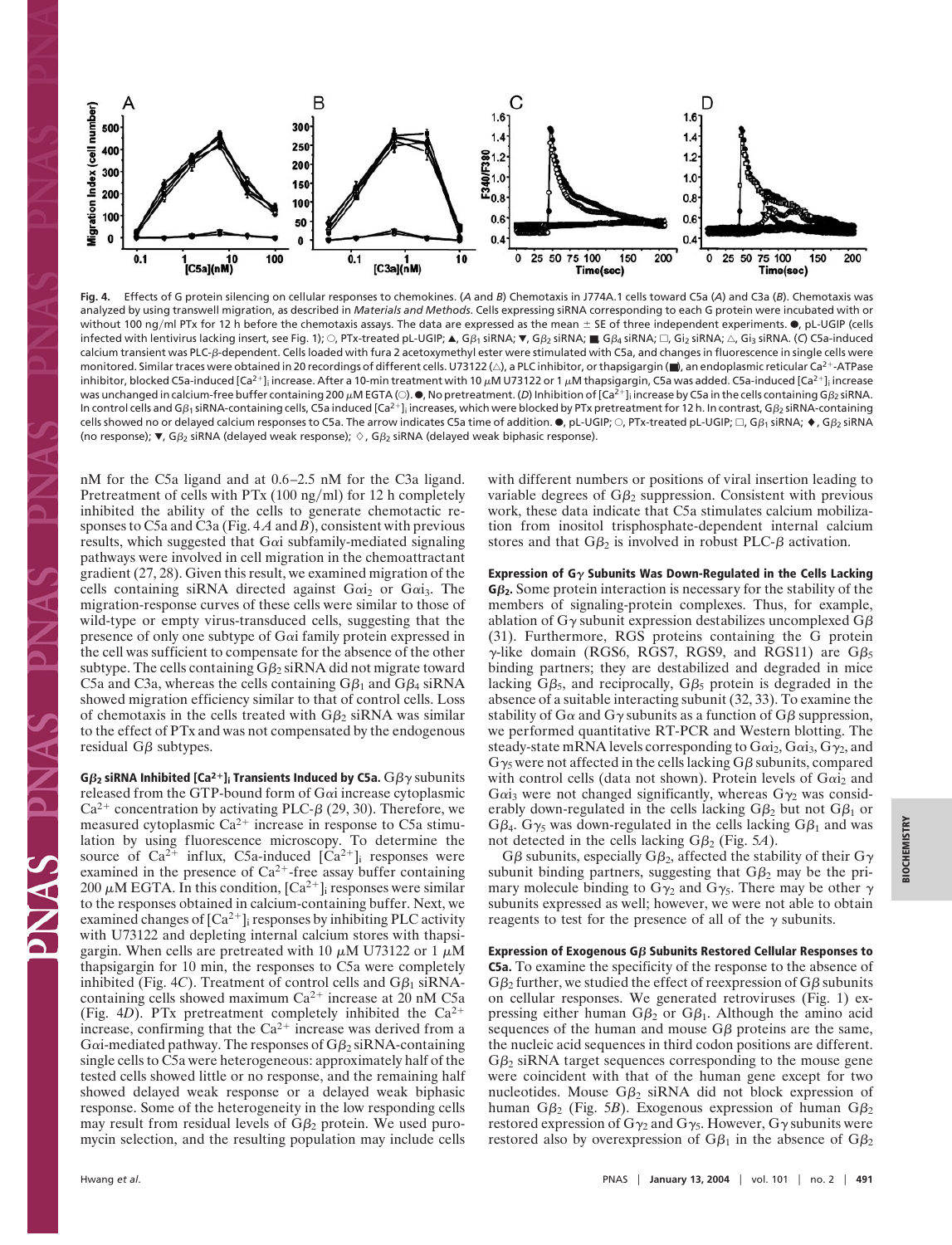**Fig. 4.** Effects of G protein silencing on cellular responses to chemokines. (*A* and *B*) Chemotaxis in J774A.1 cells toward C5a (*A*) and C3a (*B*). Chemotaxis was analyzed by using transwell migration, as described in *Materials and Methods*. Cells expressing siRNA corresponding to each G protein were incubated with or without 100 ng/ml PTx for 12 h before the chemotaxis assays. The data are expressed as the mean ± SE of three independent experiments. ●, pL-UGIP (cells infected with lentivirus lacking insert, see Fig. 1); ○, PTx-treated pL-UGIP; ▲, G$\beta_1$ siRNA; ▼, G$\beta_2$ siRNA; ■, G$\beta_4$ siRNA; □, Gi$_2$ siRNA; △, Gi$_3$ siRNA. (*C*) C5a-induced calcium transient was PLC-β-dependent. Cells loaded with fura 2 acetoxymethyl ester were stimulated with C5a, and changes in fluorescence in single cells were monitored. Similar traces were obtained in 20 recordings of different cells. U73122 (△), a PLC inhibitor, or thapsigargin (■), an endoplasmic reticular $Ca^{2+}$-ATPase inhibitor, blocked C5a-induced $[Ca^{2+}]_i$ increase. After a 10-min treatment with 10 μM U73122 or 1 μM thapsigargin, C5a was added. C5a-induced $[Ca^{2+}]_i$ increase was unchanged in calcium-free buffer containing 200 μM EGTA (○). ●, No pretreatment. (*D*) Inhibition of $[Ca^{2+}]_i$ increase by C5a in the cells containing G$\beta_2$ siRNA. In control cells and G$\beta_1$ siRNA-containing cells, C5a induced $[Ca^{2+}]_i$ increases, which were blocked by PTx pretreatment for 12 h. In contrast, G$\beta_2$ siRNA-containing cells showed no or delayed calcium responses to C5a. The arrow indicates C5a time of addition. ●, pL-UGIP; ○, PTx-treated pL-UGIP; □, G$\beta_1$ siRNA; ♦, G$\beta_2$ siRNA (no response); ▼, G$\beta_2$ siRNA (delayed weak response); ◇, G$\beta_2$ siRNA (delayed weak biphasic response).

nM for the C5a ligand and at 0.6–2.5 nM for the C3a ligand. Pretreatment of cells with PTx (100 ng/ml) for 12 h completely inhibited the ability of the cells to generate chemotactic responses to C5a and C3a (Fig. 4 *A* and *B*), consistent with previous results, which suggested that Gαi subfamily-mediated signaling pathways were involved in cell migration in the chemoattractant gradient (27, 28). Given this result, we examined migration of the cells containing siRNA directed against Gαi$_2$ or Gαi$_3$. The migration-response curves of these cells were similar to those of wild-type or empty virus-transduced cells, suggesting that the presence of only one subtype of Gαi family protein expressed in the cell was sufficient to compensate for the absence of the other subtype. The cells containing G$\beta_2$ siRNA did not migrate toward C5a and C3a, whereas the cells containing G$\beta_1$ and G$\beta_4$ siRNA showed migration efficiency similar to that of control cells. Loss of chemotaxis in the cells treated with G$\beta_2$ siRNA was similar to the effect of PTx and was not compensated by the endogenous residual Gβ subtypes.

**G$\beta_2$ siRNA Inhibited $[Ca^{2+}]_i$ Transients Induced by C5a.** Gβγ subunits released from the GTP-bound form of Gαi increase cytoplasmic $Ca^{2+}$ concentration by activating PLC-β (29, 30). Therefore, we measured cytoplasmic $Ca^{2+}$ increase in response to C5a stimulation by using fluorescence microscopy. To determine the source of $Ca^{2+}$ influx, C5a-induced $[Ca^{2+}]_i$ responses were examined in the presence of $Ca^{2+}$-free assay buffer containing 200 μM EGTA. In this condition, $[Ca^{2+}]_i$ responses were similar to the responses obtained in calcium-containing buffer. Next, we examined changes of $[Ca^{2+}]_i$ responses by inhibiting PLC activity with U73122 and depleting internal calcium stores with thapsigargin. When cells are pretreated with 10 μM U73122 or 1 μM thapsigargin for 10 min, the responses to C5a were completely inhibited (Fig. 4*C*). Treatment of control cells and G$\beta_1$ siRNA-containing cells showed maximum $Ca^{2+}$ increase at 20 nM C5a (Fig. 4*D*). PTx pretreatment completely inhibited the $Ca^{2+}$ increase, confirming that the $Ca^{2+}$ increase was derived from a Gαi-mediated pathway. The responses of G$\beta_2$ siRNA-containing single cells to C5a were heterogeneous: approximately half of the tested cells showed little or no response, and the remaining half showed delayed weak response or a delayed weak biphasic response. Some of the heterogeneity in the low responding cells may result from residual levels of G$\beta_2$ protein. We used puromycin selection, and the resulting population may include cells with different numbers or positions of viral insertion leading to variable degrees of G$\beta_2$ suppression. Consistent with previous work, these data indicate that C5a stimulates calcium mobilization from inositol trisphosphate-dependent internal calcium stores and that G$\beta_2$ is involved in robust PLC-β activation.

**Expression of Gγ Subunits Was Down-Regulated in the Cells Lacking G$\beta_2$.** Some protein interaction is necessary for the stability of the members of signaling-protein complexes. Thus, for example, ablation of Gγ subunit expression destabilizes uncomplexed Gβ (31). Furthermore, RGS proteins containing the G protein γ-like domain (RGS6, RGS7, RGS9, and RGS11) are G$\beta_5$ binding partners; they are destabilized and degraded in mice lacking G$\beta_5$, and reciprocally, G$\beta_5$ protein is degraded in the absence of a suitable interacting subunit (32, 33). To examine the stability of Gα and Gγ subunits as a function of Gβ suppression, we performed quantitative RT-PCR and Western blotting. The steady-state mRNA levels corresponding to Gαi$_2$, Gαi$_3$, G$\gamma_2$, and G$\gamma_5$ were not affected in the cells lacking Gβ subunits, compared with control cells (data not shown). Protein levels of Gαi$_2$ and Gαi$_3$ were not changed significantly, whereas G$\gamma_2$ was considerably down-regulated in the cells lacking G$\beta_2$ but not G$\beta_1$ or G$\beta_4$. G$\gamma_5$ was down-regulated in the cells lacking G$\beta_1$ and was not detected in the cells lacking G$\beta_2$ (Fig. 5*A*).

Gβ subunits, especially G$\beta_2$, affected the stability of their Gγ subunit binding partners, suggesting that G$\beta_2$ may be the primary molecule binding to G$\gamma_2$ and G$\gamma_5$. There may be other γ subunits expressed as well; however, we were not able to obtain reagents to test for the presence of all of the γ subunits.

**Expression of Exogenous Gβ Subunits Restored Cellular Responses to C5a.** To examine the specificity of the response to the absence of G$\beta_2$ further, we studied the effect of reexpression of Gβ subunits on cellular responses. We generated retroviruses (Fig. 1) expressing either human G$\beta_2$ or G$\beta_1$. Although the amino acid sequences of the human and mouse Gβ proteins are the same, the nucleic acid sequences in third codon positions are different. G$\beta_2$ siRNA target sequences corresponding to the mouse gene were coincident with that of the human gene except for two nucleotides. Mouse G$\beta_2$ siRNA did not block expression of human G$\beta_2$ (Fig. 5*B*). Exogenous expression of human G$\beta_2$ restored expression of G$\gamma_2$ and G$\gamma_5$. However, Gγ subunits were restored also by overexpression of G$\beta_1$ in the absence of G$\beta_2$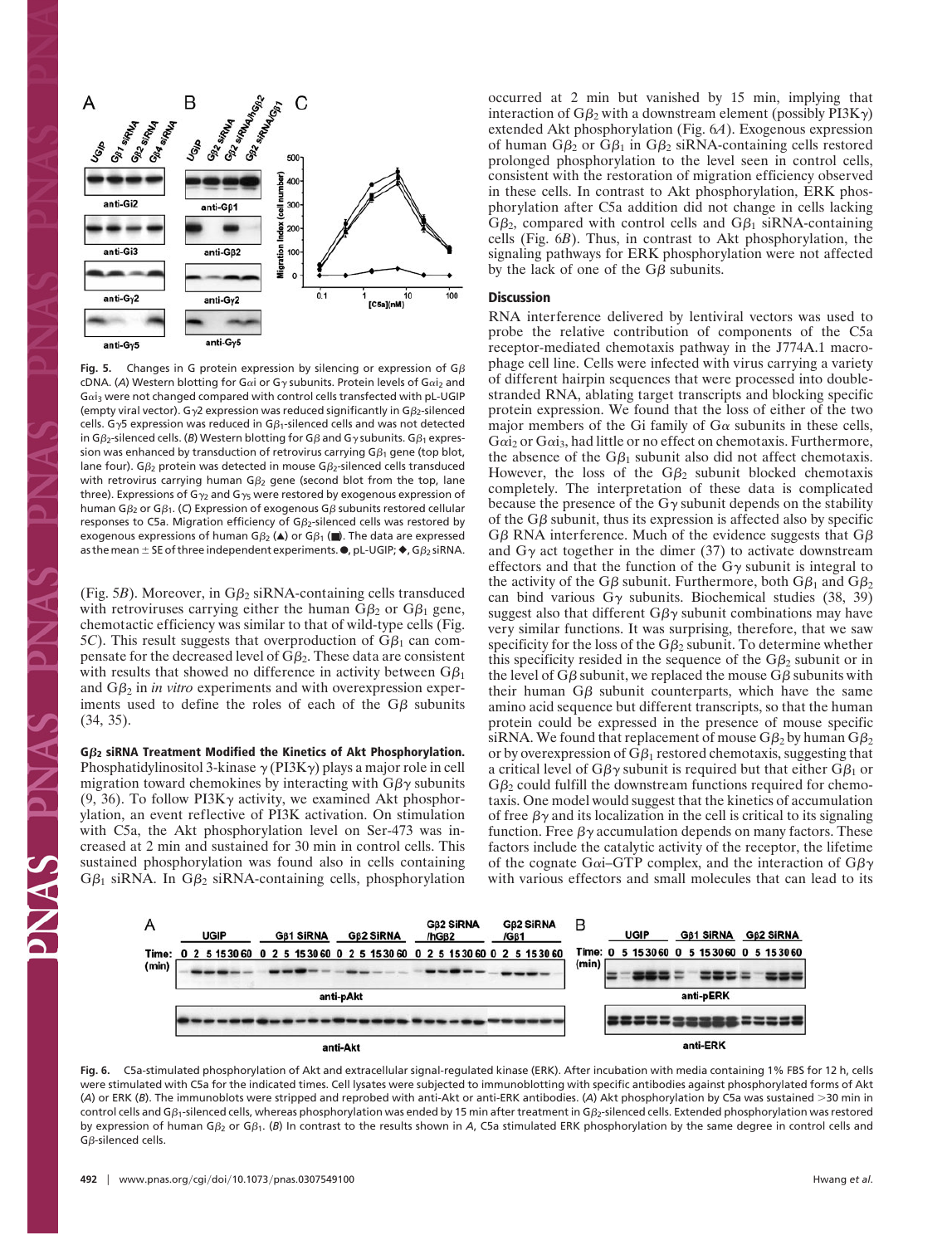Fig. 5. Changes in G protein expression by silencing or expression of Gβ cDNA. (*A*) Western blotting for Gα or Gγ subunits. Protein levels of $G\alpha i_2$ and $G\alpha i_3$ were not changed compared with control cells transfected with pL-UGIP (empty viral vector). $G\gamma 2$ expression was reduced significantly in $G\beta_2$-silenced cells. $G\gamma 5$ expression was reduced in $G\beta_1$-silenced cells and was not detected in $G\beta_2$-silenced cells. (*B*) Western blotting for Gβ and Gγ subunits. $G\beta_1$ expression was enhanced by transduction of retrovirus carrying $G\beta_1$ gene (top blot, lane four). $G\beta_2$ protein was not detected in mouse $G\beta_2$-silenced cells transduced with retrovirus carrying human $G\beta_2$ gene (second blot from the top, lane three). Expressions of $G\gamma_2$ and $G\gamma_5$ were restored by exogenous expression of human $G\beta_2$ or $G\beta_1$. (*C*) Expression of exogenous Gβ subunits restored cellular responses to C5a. Migration efficiency of $G\beta_2$-silenced cells was restored by exogenous expressions of human $G\beta_2$ (▲) or $G\beta_1$ (■). The data are expressed as the mean ± SE of three independent experiments. ●, pL-UGIP; ◆, $G\beta_2$ siRNA.

(Fig. 5*B*). Moreover, in $G\beta_2$ siRNA-containing cells transduced with retroviruses carrying either the human $G\beta_2$ or $G\beta_1$ gene, chemotactic efficiency was similar to that of wild-type cells (Fig. 5*C*). This result suggests that overproduction of $G\beta_1$ can compensate for the decreased level of $G\beta_2$. These data are consistent with results that showed no difference in activity between $G\beta_1$ and $G\beta_2$ in *in vitro* experiments and with overexpression experiments used to define the roles of each of the Gβ subunits (34, 35).

**$G\beta_2$ siRNA Treatment Modified the Kinetics of Akt Phosphorylation.** Phosphatidylinositol 3-kinase γ (PI3Kγ) plays a major role in cell migration toward chemokines by interacting with Gβγ subunits (9, 36). To follow PI3Kγ activity, we examined Akt phosphorylation, an event reflective of PI3K activation. On stimulation with C5a, the Akt phosphorylation level on Ser-473 was increased at 2 min and sustained for 30 min in control cells. This sustained phosphorylation was found also in cells containing $G\beta_1$ siRNA. In $G\beta_2$ siRNA-containing cells, phosphorylation occurred at 2 min but vanished by 15 min, implying that interaction of $G\beta_2$ with a downstream element (possibly PI3Kγ) extended Akt phosphorylation (Fig. 6*A*). Exogenous expression of human $G\beta_2$ or $G\beta_1$ in $G\beta_2$ siRNA-containing cells restored prolonged phosphorylation to the level seen in control cells, consistent with the restoration of migration efficiency observed in these cells. In contrast to Akt phosphorylation, ERK phosphorylation after C5a addition did not change in cells lacking $G\beta_2$, compared with control cells and $G\beta_1$ siRNA-containing cells (Fig. 6*B*). Thus, in contrast to Akt phosphorylation, the signaling pathways for ERK phosphorylation were not affected by the lack of one of the Gβ subunits.

## Discussion

RNA interference delivered by lentiviral vectors was used to probe the relative contribution of components of the C5a receptor-mediated chemotaxis pathway in the J774A.1 macrophage cell line. Cells were infected with virus carrying a variety of different hairpin sequences that were processed into double-stranded RNA, ablating target transcripts and blocking specific protein expression. We found that the loss of either of the two major members of the Gi family of Gα subunits in these cells, $G\alpha i_2$ or $G\alpha i_3$, had little or no effect on chemotaxis. Furthermore, the absence of the $G\beta_1$ subunit also did not affect chemotaxis. However, the loss of the $G\beta_2$ subunit blocked chemotaxis completely. The interpretation of these data is complicated because the presence of the Gγ subunit depends on the stability of the Gβ subunit, thus its expression is affected also by specific Gβ RNA interference. Much of the evidence suggests that Gβ and Gγ act together in the dimer (37) to activate downstream effectors and that the function of the Gγ subunit is integral to the activity of the Gβ subunit. Furthermore, both $G\beta_1$ and $G\beta_2$ can bind various Gγ subunits. Biochemical studies (38, 39) suggest also that different Gβγ subunit combinations may have very similar functions. It was surprising, therefore, that we saw specificity for the loss of the $G\beta_2$ subunit. To determine whether this specificity resided in the sequence of the $G\beta_2$ subunit or in the level of Gβ subunit, we replaced the mouse Gβ subunits with their human Gβ subunit counterparts, which have the same amino acid sequence but different transcripts, so that the human protein could be expressed in the presence of mouse specific siRNA. We found that replacement of mouse $G\beta_2$ by human $G\beta_2$ or by overexpression of $G\beta_1$ restored chemotaxis, suggesting that a critical level of Gβγ subunit is required but that either $G\beta_1$ or $G\beta_2$ could fulfill the downstream functions required for chemotaxis. One model would suggest that the kinetics of accumulation of free βγ and its localization in the cell is critical to its signaling function. Free βγ accumulation depends on many factors. These factors include the catalytic activity of the receptor, the lifetime of the cognate Gα–GTP complex, and the interaction of Gβγ with various effectors and small molecules that can lead to its

Fig. 6. C5a-stimulated phosphorylation of Akt and extracellular signal-regulated kinase (ERK). After incubation with media containing 1% FBS for 12 h, cells were stimulated with C5a for the indicated times. Cell lysates were subjected to immunoblotting with specific antibodies against phosphorylated forms of Akt (*A*) or ERK (*B*). The immunoblots were stripped and reprobed with anti-Akt or anti-ERK antibodies. (*A*) Akt phosphorylation by C5a was sustained >30 min in control cells and $G\beta_1$-silenced cells, whereas phosphorylation was ended by 15 min after treatment in $G\beta_2$-silenced cells. Extended phosphorylation was restored by expression of human $G\beta_2$ or $G\beta_1$. (*B*) In contrast to the results shown in *A*, C5a stimulated ERK phosphorylation by the same degree in control cells and Gβ-silenced cells.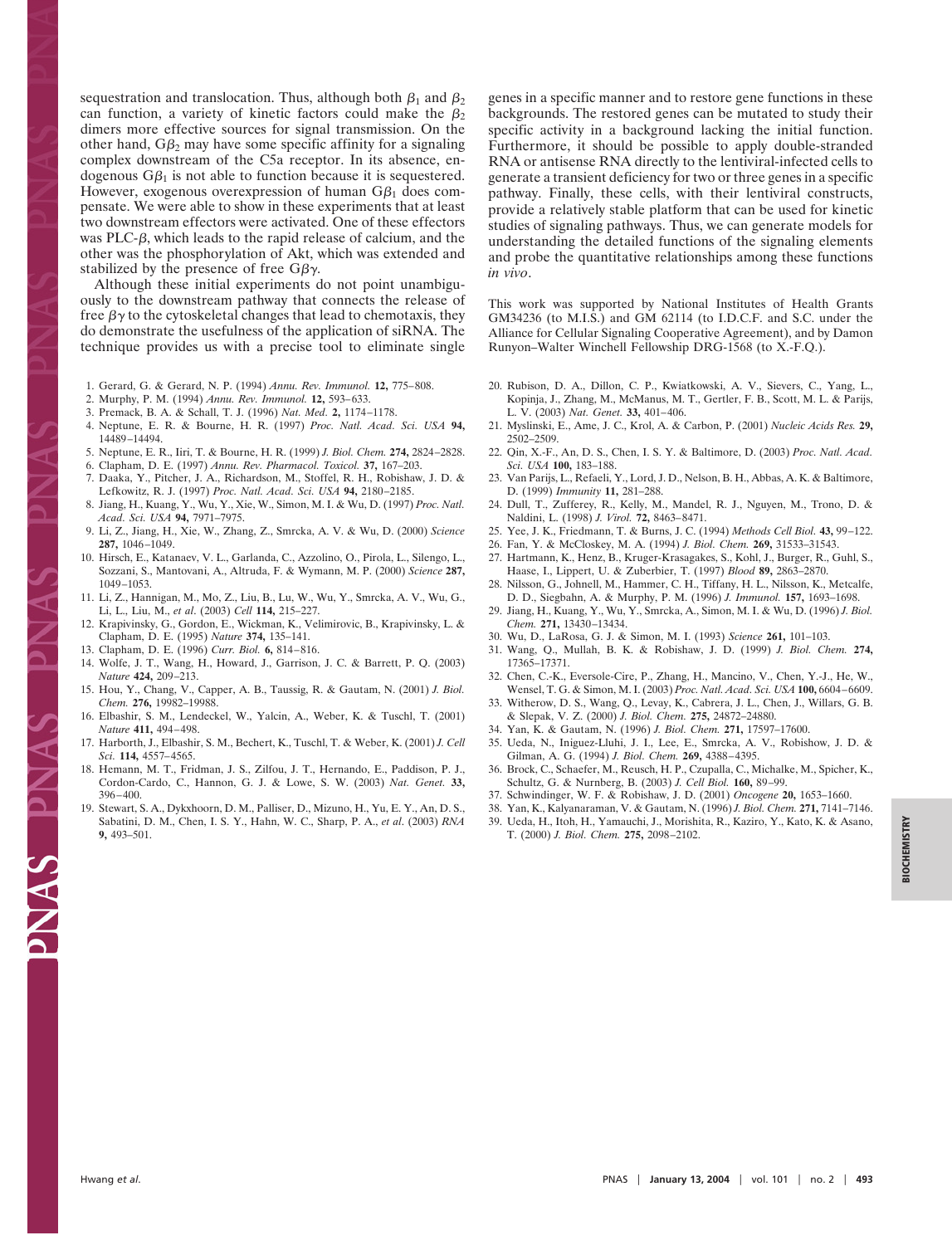sequestration and translocation. Thus, although both $\beta_1$ and $\beta_2$ can function, a variety of kinetic factors could make the $\beta_2$ dimers more effective sources for signal transmission. On the other hand, $G\beta_2$ may have some specific affinity for a signaling complex downstream of the C5a receptor. In its absence, endogenous $G\beta_1$ is not able to function because it is sequestered. However, exogenous overexpression of human $G\beta_1$ does compensate. We were able to show in these experiments that at least two downstream effectors were activated. One of these effectors was PLC-$\beta$, which leads to the rapid release of calcium, and the other was the phosphorylation of Akt, which was extended and stabilized by the presence of free $G\beta\gamma$.

Although these initial experiments do not point unambiguously to the downstream pathway that connects the release of free $\beta\gamma$ to the cytoskeletal changes that lead to chemotaxis, they do demonstrate the usefulness of the application of siRNA. The technique provides us with a precise tool to eliminate single genes in a specific manner and to restore gene functions in these backgrounds. The restored genes can be mutated to study their specific activity in a background lacking the initial function. Furthermore, it should be possible to apply double-stranded RNA or antisense RNA directly to the lentiviral-infected cells to generate a transient deficiency for two or three genes in a specific pathway. Finally, these cells, with their lentiviral constructs, provide a relatively stable platform that can be used for kinetic studies of signaling pathways. Thus, we can generate models for understanding the detailed functions of the signaling elements and probe the quantitative relationships among these functions *in vivo*.

This work was supported by National Institutes of Health Grants GM34236 (to M.I.S.) and GM 62114 (to I.D.C.F. and S.C. under the Alliance for Cellular Signaling Cooperative Agreement), and by Damon Runyon–Walter Winchell Fellowship DRG-1568 (to X.-F.Q.).

1. Gerard, G. & Gerard, N. P. (1994) *Annu. Rev. Immunol.* **12,** 775–808.
2. Murphy, P. M. (1994) *Annu. Rev. Immunol.* **12,** 593–633.
3. Premack, B. A. & Schall, T. J. (1996) *Nat. Med.* **2,** 1174–1178.
4. Neptune, E. R. & Bourne, H. R. (1997) *Proc. Natl. Acad. Sci. USA* **94,** 14489–14494.
5. Neptune, E. R., Iiri, T. & Bourne, H. R. (1999) *J. Biol. Chem.* **274,** 2824–2828.
6. Clapham, D. E. (1997) *Annu. Rev. Pharmacol. Toxicol.* **37,** 167–203.
7. Daaka, Y., Pitcher, J. A., Richardson, M., Stoffel, R. H., Robishaw, J. D. & Lefkowitz, R. J. (1997) *Proc. Natl. Acad. Sci. USA* **94,** 2180–2185.
8. Jiang, H., Kuang, Y., Wu, Y., Xie, W., Simon, M. I. & Wu, D. (1997) *Proc. Natl. Acad. Sci. USA* **94,** 7971–7975.
9. Li, Z., Jiang, H., Xie, W., Zhang, Z., Smrcka, A. V. & Wu, D. (2000) *Science* **287,** 1046–1049.
10. Hirsch, E., Katanaev, V. L., Garlanda, C., Azzolino, O., Pirola, L., Silengo, L., Sozzani, S., Mantovani, A., Altruda, F. & Wymann, M. P. (2000) *Science* **287,** 1049–1053.
11. Li, Z., Hannigan, M., Mo, Z., Liu, B., Lu, W., Wu, Y., Smrcka, A. V., Wu, G., Li, L., Liu, M., *et al*. (2003) *Cell* **114,** 215–227.
12. Krapivinsky, G., Gordon, E., Wickman, K., Velimirovic, B., Krapivinsky, L. & Clapham, D. E. (1995) *Nature* **374,** 135–141.
13. Clapham, D. E. (1996) *Curr. Biol.* **6,** 814–816.
14. Wolfe, J. T., Wang, H., Howard, J., Garrison, J. C. & Barrett, P. Q. (2003) *Nature* **424,** 209–213.
15. Hou, Y., Chang, V., Capper, A. B., Taussig, R. & Gautam, N. (2001) *J. Biol. Chem.* **276,** 19982–19988.
16. Elbashir, S. M., Lendeckel, W., Yalcin, A., Weber, K. & Tuschl, T. (2001) *Nature* **411,** 494–498.
17. Harborth, J., Elbashir, S. M., Bechert, K., Tuschl, T. & Weber, K. (2001) *J. Cell Sci.* **114,** 4557–4565.
18. Hemann, M. T., Fridman, J. S., Zilfou, J. T., Hernando, E., Paddison, P. J., Cordon-Cardo, C., Hannon, G. J. & Lowe, S. W. (2003) *Nat. Genet.* **33,** 396–400.
19. Stewart, S. A., Dykxhoorn, D. M., Palliser, D., Mizuno, H., Yu, E. Y., An, D. S., Sabatini, D. M., Chen, I. S. Y., Hahn, W. C., Sharp, P. A., *et al*. (2003) *RNA* **9,** 493–501.
20. Rubison, D. A., Dillon, C. P., Kwiatkowski, A. V., Sievers, C., Yang, L., Kopinja, J., Zhang, M., McManus, M. T., Gertler, F. B., Scott, M. L. & Parijs, L. V. (2003) *Nat. Genet.* **33,** 401–406.
21. Myslinski, E., Ame, J. C., Krol, A. & Carbon, P. (2001) *Nucleic Acids Res.* **29,** 2502–2509.
22. Qin, X.-F., An, D. S., Chen, I. S. Y. & Baltimore, D. (2003) *Proc. Natl. Acad. Sci. USA* **100,** 183–188.
23. Van Parijs, L., Refaeli, Y., Lord, J. D., Nelson, B. H., Abbas, A. K. & Baltimore, D. (1999) *Immunity* **11,** 281–288.
24. Dull, T., Zufferey, R., Kelly, M., Mandel, R. J., Nguyen, M., Trono, D. & Naldini, L. (1998) *J. Virol.* **72,** 8463–8471.
25. Yee, J. K., Friedmann, T. & Burns, J. C. (1994) *Methods Cell Biol.* **43,** 99–122.
26. Fan, Y. & McCloskey, M. A. (1994) *J. Biol. Chem.* **269,** 31533–31543.
27. Hartmann, K., Henz, B., Kruger-Krasagakes, S., Kohl, J., Burger, R., Guhl, S., Haase, I., Lippert, U. & Zuberbier, T. (1997) *Blood* **89,** 2863–2870.
28. Nilsson, G., Johnell, M., Hammer, C. H., Tiffany, H. L., Nilsson, K., Metcalfe, D. D., Siegbahn, A. & Murphy, P. M. (1996) *J. Immunol.* **157,** 1693–1698.
29. Jiang, H., Kuang, Y., Wu, Y., Smrcka, A., Simon, M. I. & Wu, D. (1996) *J. Biol. Chem.* **271,** 13430–13434.
30. Wu, D., LaRosa, G. J. & Simon, M. I. (1993) *Science* **261,** 101–103.
31. Wang, Q., Mullah, B. K. & Robishaw, J. D. (1999) *J. Biol. Chem.* **274,** 17365–17371.
32. Chen, C.-K., Eversole-Cire, P., Zhang, H., Mancino, V., Chen, Y.-J., He, W., Wensel, T. G. & Simon, M. I. (2003) *Proc. Natl. Acad. Sci. USA* **100,** 6604–6609.
33. Witherow, D. S., Wang, Q., Levay, K., Cabrera, J. L., Chen, J., Willars, G. B. & Slepak, V. Z. (2000) *J. Biol. Chem.* **275,** 24872–24880.
34. Yan, K. & Gautam, N. (1996) *J. Biol. Chem.* **271,** 17597–17600.
35. Ueda, N., Iniguez-Lluhi, J. I., Lee, E., Smrcka, A. V., Robishaw, J. D. & Gilman, A. G. (1994) *J. Biol. Chem.* **269,** 4388–4395.
36. Brock, C., Schaefer, M., Reusch, H. P., Czupalla, C., Michalke, M., Spicher, K., Schultz, G. & Nurnberg, B. (2003) *J. Cell Biol.* **160,** 89–99.
37. Schwindinger, W. F. & Robishaw, J. D. (2001) *Oncogene* **20,** 1653–1660.
38. Yan, K., Kalyanaraman, V. & Gautam, N. (1996) *J. Biol. Chem.* **271,** 7141–7146.
39. Ueda, H., Itoh, H., Yamauchi, J., Morishita, R., Kaziro, Y., Kato, K. & Asano, T. (2000) *J. Biol. Chem.* **275,** 2098–2102.